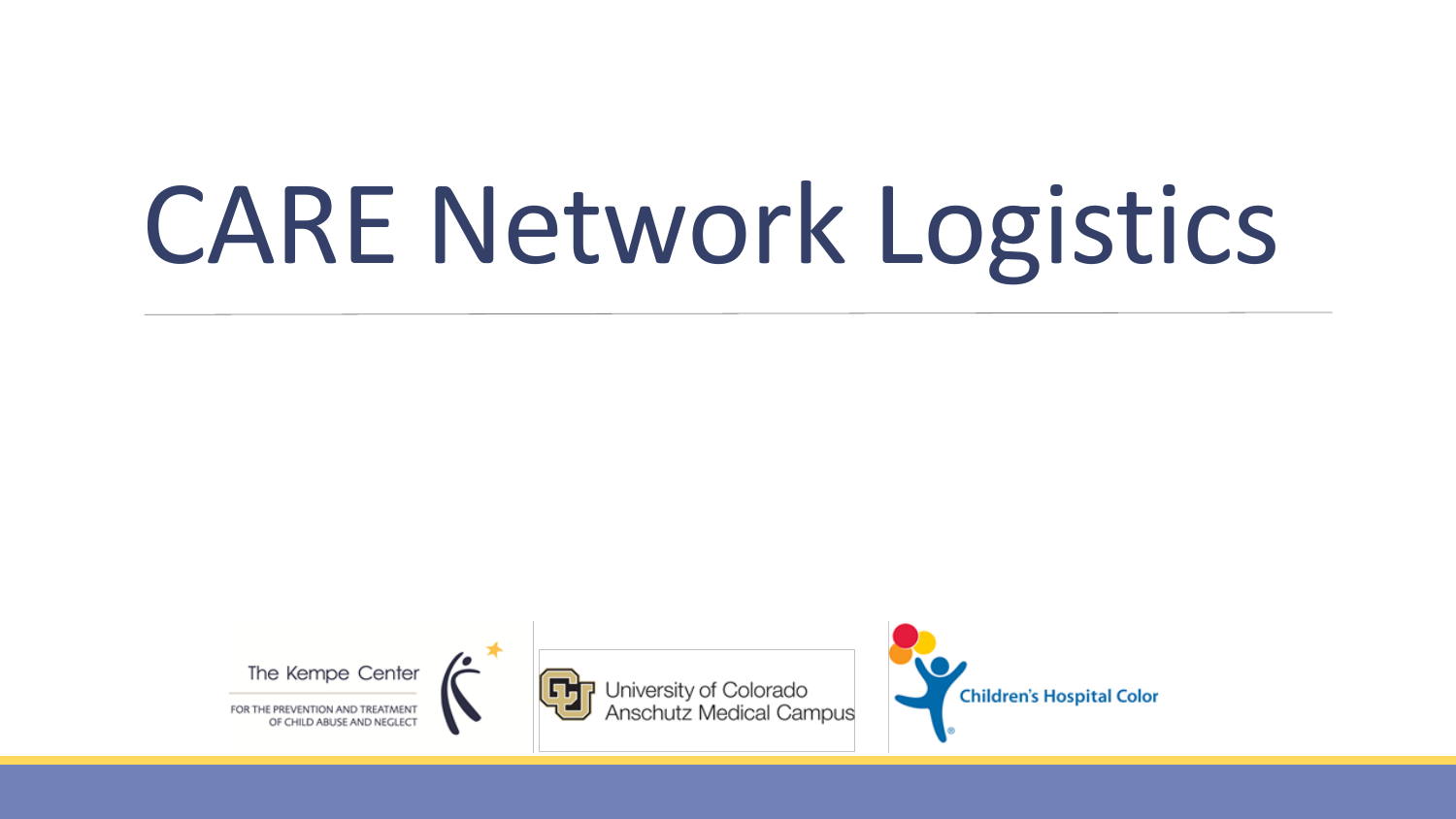# CARE Network Logistics

The Kempe Center

FOR THE PREVENTION AND TREATMENT OF CHILD ABUSE AND NEGLECT

University of Colorado Anschutz Medical Campus

Children's Hospital Color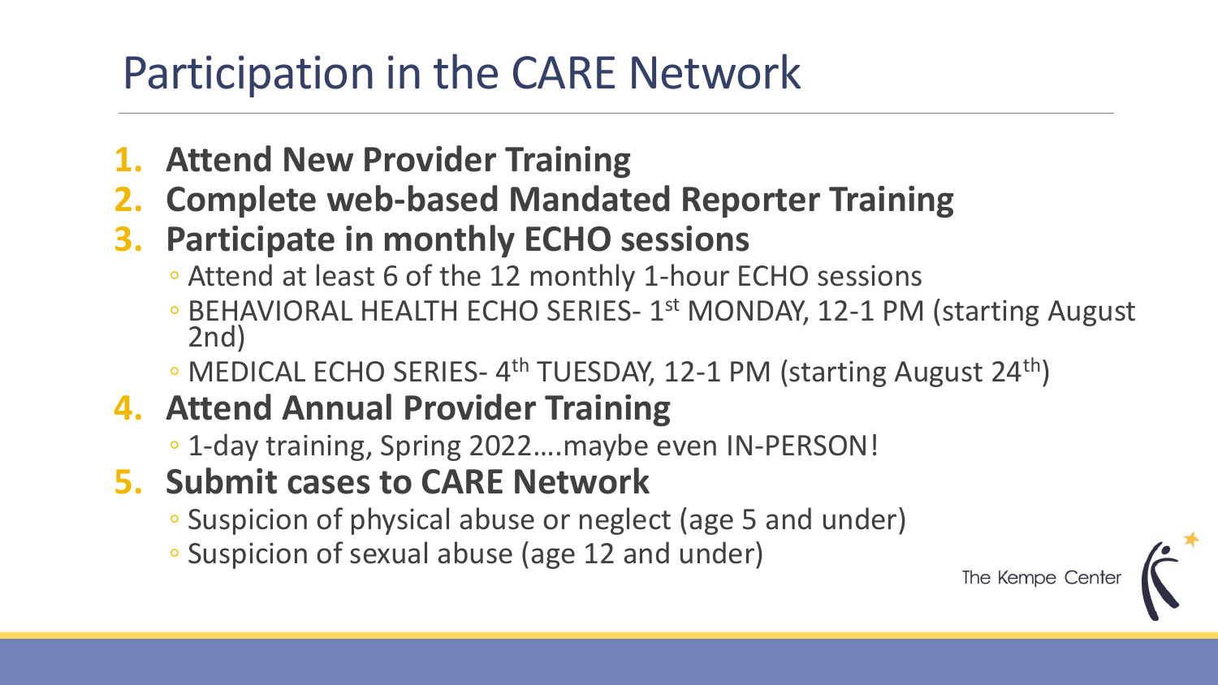# Participation in the CARE Network

1. **Attend New Provider Training**
2. **Complete web-based Mandated Reporter Training**
3. **Participate in monthly ECHO sessions**
   - Attend at least 6 of the 12 monthly 1-hour ECHO sessions
   - BEHAVIORAL HEALTH ECHO SERIES- 1st MONDAY, 12-1 PM (starting August 2nd)
   - MEDICAL ECHO SERIES- 4th TUESDAY, 12-1 PM (starting August 24th)
4. **Attend Annual Provider Training**
   - 1-day training, Spring 2022….maybe even IN-PERSON!
5. **Submit cases to CARE Network**
   - Suspicion of physical abuse or neglect (age 5 and under)
   - Suspicion of sexual abuse (age 12 and under)

The Kempe Center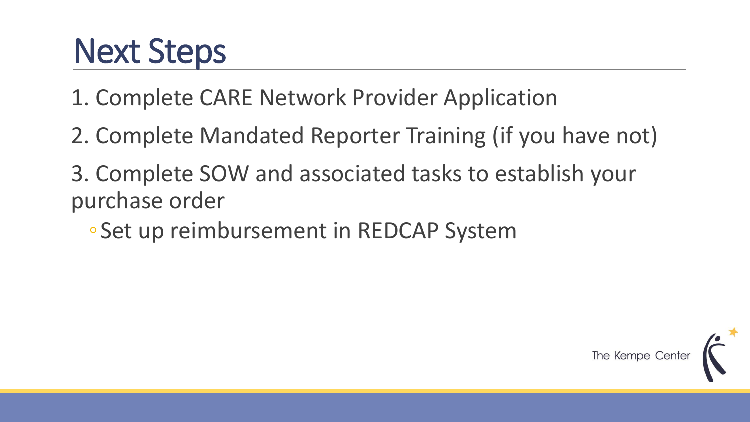# Next Steps

1. Complete CARE Network Provider Application
2. Complete Mandated Reporter Training (if you have not)
3. Complete SOW and associated tasks to establish your purchase order
   - Set up reimbursement in REDCAP System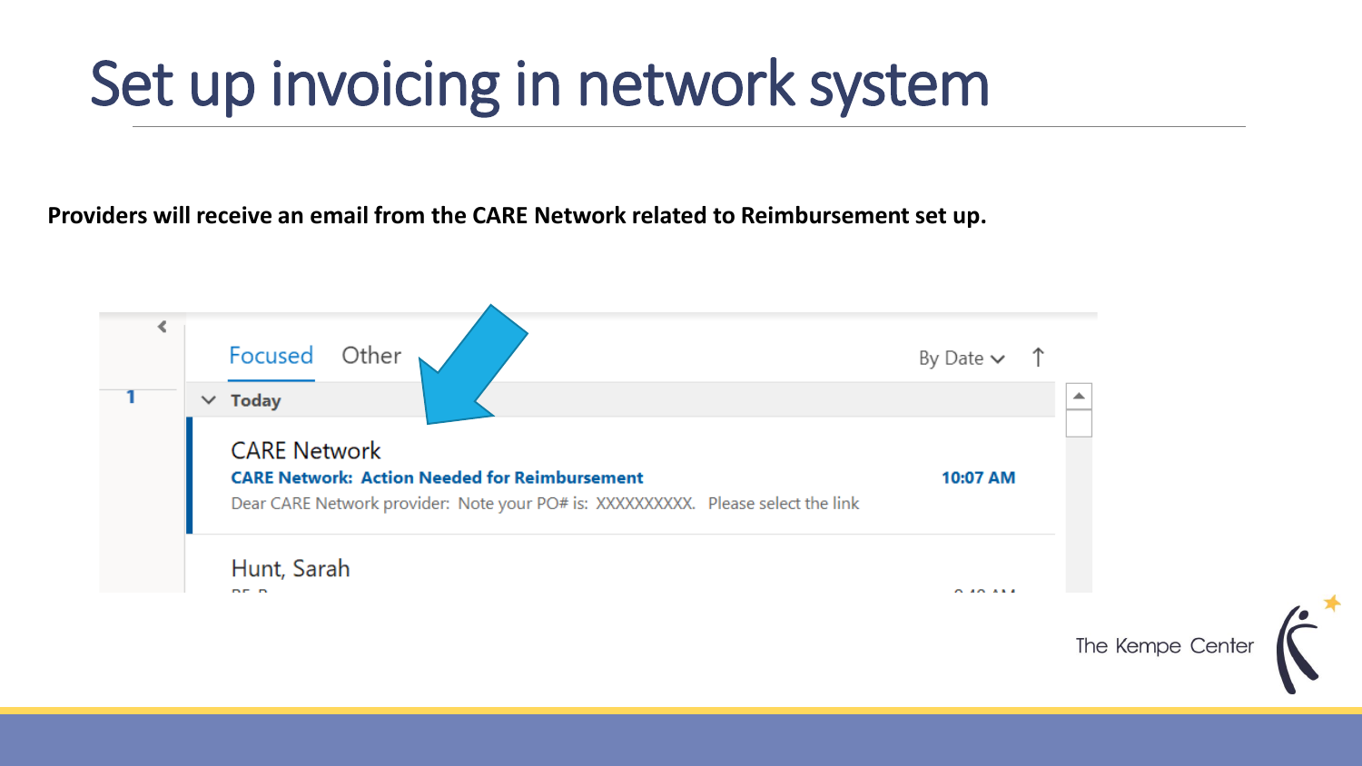# Set up invoicing in network system

**Providers will receive an email from the CARE Network related to Reimbursement set up.**

Focused Other By Date

Today

CARE Network
**CARE Network: Action Needed for Reimbursement** **10:07 AM**
Dear CARE Network provider: Note your PO# is: XXXXXXXXXX. Please select the link

Hunt, Sarah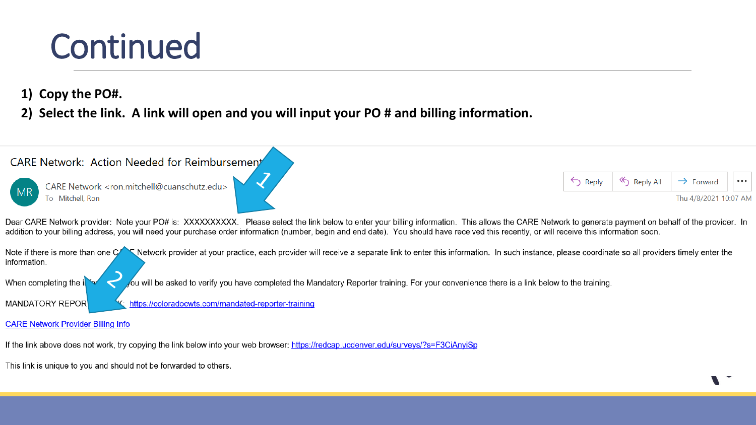# Continued

1) **Copy the PO#.**
2) **Select the link. A link will open and you will input your PO # and billing information.**

CARE Network: Action Needed for Reimbursement

MR CARE Network <ron.mitchell@cuanschutz.edu>
To Mitchell, Ron

Reply | Reply All | Forward | ...

Thu 4/8/2021 10:07 AM

Dear CARE Network provider: Note your PO# is: XXXXXXXXXX. Please select the link below to enter your billing information. This allows the CARE Network to generate payment on behalf of the provider. In addition to your billing address, you will need your purchase order information (number, begin and end date). You should have received this recently, or will receive this information soon.

Note if there is more than one CARE Network provider at your practice, each provider will receive a separate link to enter this information. In such instance, please coordinate so all providers timely enter the information.

When completing the information you will be asked to verify you have completed the Mandatory Reporter training. For your convenience there is a link below to the training.

MANDATORY REPORTER LINK: https://coloradocwts.com/mandated-reporter-training

CARE Network Provider Billing Info

If the link above does not work, try copying the link below into your web browser: https://redcap.ucdenver.edu/surveys/?s=F3CiAnyiSp

This link is unique to you and should not be forwarded to others.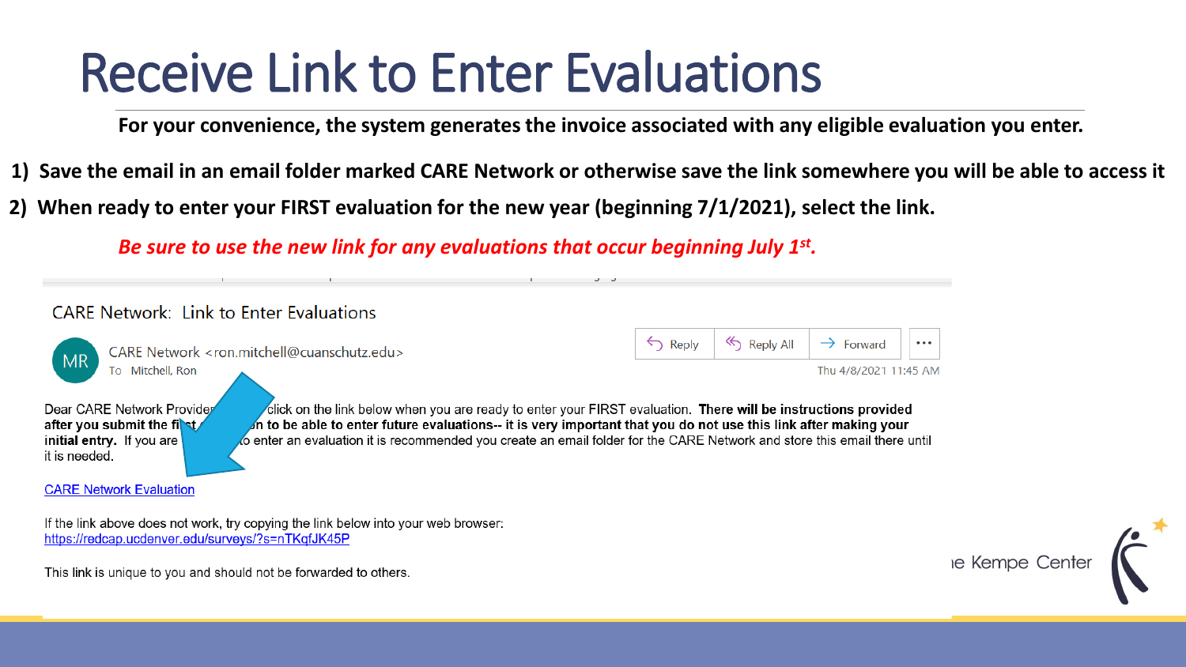# Receive Link to Enter Evaluations

**For your convenience, the system generates the invoice associated with any eligible evaluation you enter.**

1) **Save the email in an email folder marked CARE Network or otherwise save the link somewhere you will be able to access it**
2) **When ready to enter your FIRST evaluation for the new year (beginning 7/1/2021), select the link.**

***Be sure to use the new link for any evaluations that occur beginning July 1st.***

CARE Network: Link to Enter Evaluations

MR | CARE Network <ron.mitchell@cuanschutz.edu>
To Mitchell, Ron

Reply | Reply All | Forward | ...

Thu 4/8/2021 11:45 AM

Dear CARE Network Provider, click on the link below when you are ready to enter your FIRST evaluation. **There will be instructions provided after you submit the first evaluation to be able to enter future evaluations-- it is very important that you do not use this link after making your initial entry.** If you are not ready to enter an evaluation it is recommended you create an email folder for the CARE Network and store this email there until it is needed.

CARE Network Evaluation

If the link above does not work, try copying the link below into your web browser:
https://redcap.ucdenver.edu/surveys/?s=nTKqfJK45P

This link is unique to you and should not be forwarded to others.

The Kempe Center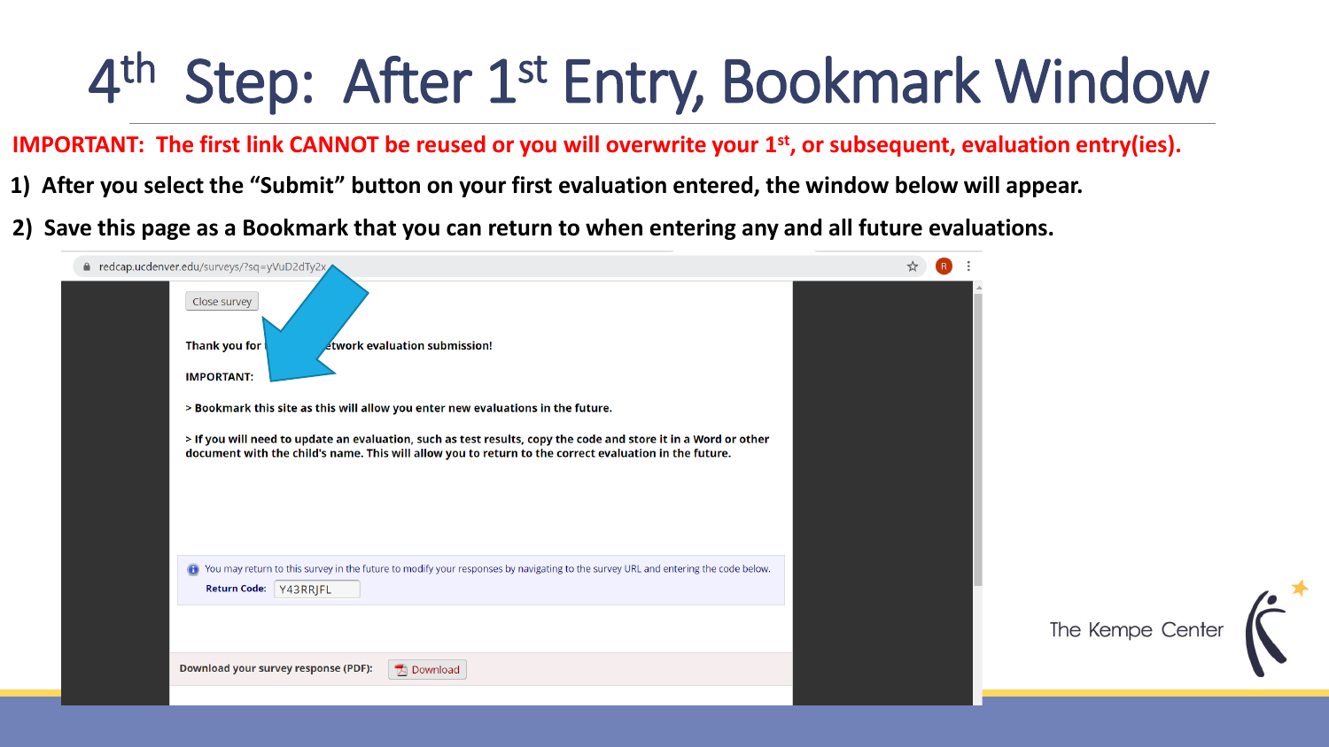# 4th Step: After 1st Entry, Bookmark Window

**IMPORTANT: The first link CANNOT be reused or you will overwrite your 1st, or subsequent, evaluation entry(ies).**

1) **After you select the "Submit" button on your first evaluation entered, the window below will appear.**
2) **Save this page as a Bookmark that you can return to when entering any and all future evaluations.**

redcap.ucdenver.edu/surveys/?sq=yVuD2dTy2x

Close survey

**Thank you for ... etwork evaluation submission!**

**IMPORTANT:**

**> Bookmark this site as this will allow you enter new evaluations in the future.**

**> If you will need to update an evaluation, such as test results, copy the code and store it in a Word or other document with the child's name. This will allow you to return to the correct evaluation in the future.**

You may return to this survey in the future to modify your responses by navigating to the survey URL and entering the code below.

**Return Code:** Y43RRJFL

**Download your survey response (PDF):** Download

The Kempe Center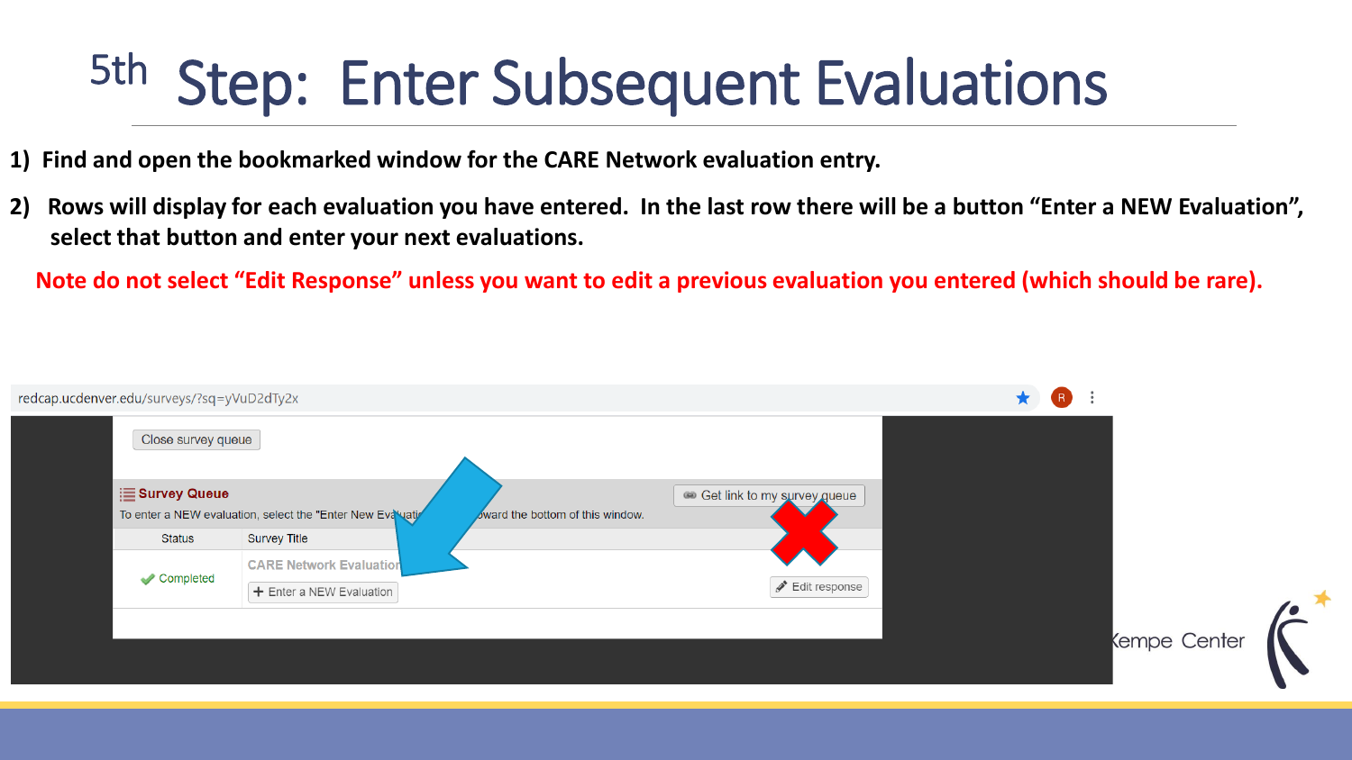# 5th Step: Enter Subsequent Evaluations

1) Find and open the bookmarked window for the CARE Network evaluation entry.

2) Rows will display for each evaluation you have entered. In the last row there will be a button "Enter a NEW Evaluation", select that button and enter your next evaluations.

**Note do not select "Edit Response" unless you want to edit a previous evaluation you entered (which should be rare).**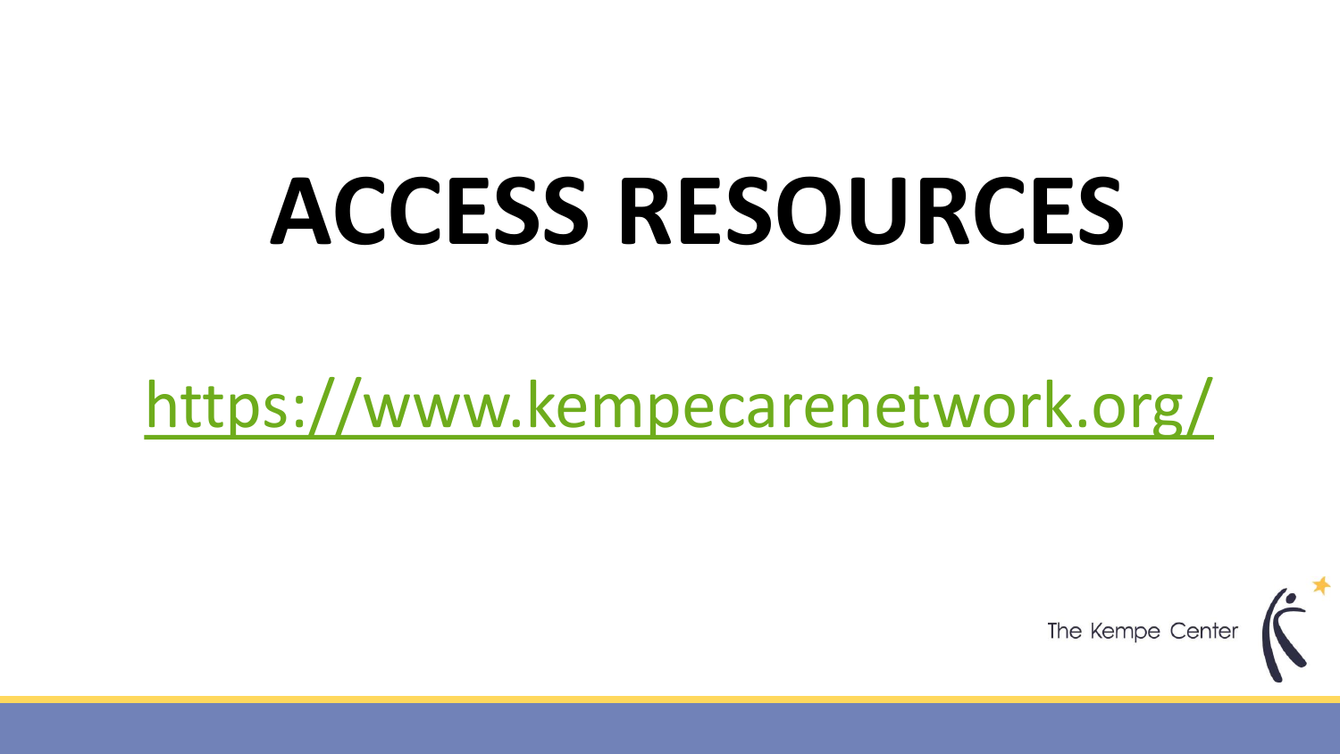# ACCESS RESOURCES

https://www.kempecarenetwork.org/

The Kempe Center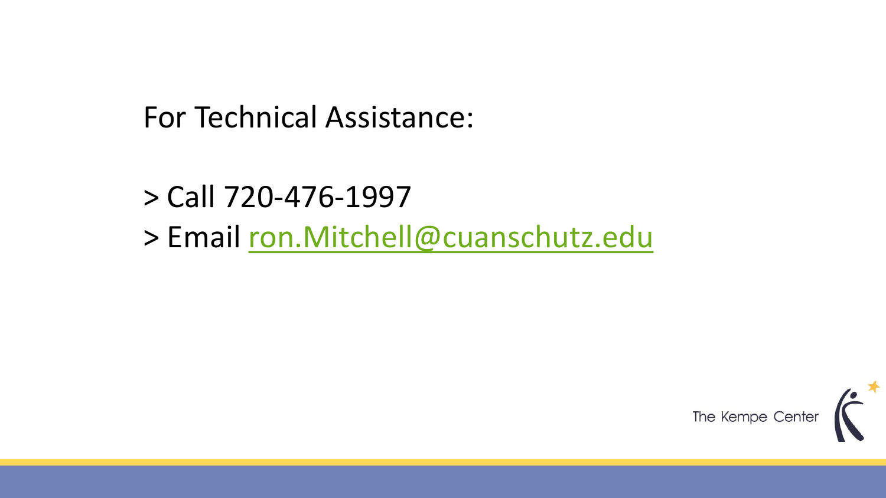For Technical Assistance:

> Call 720-476-1997
> Email ron.Mitchell@cuanschutz.edu

The Kempe Center